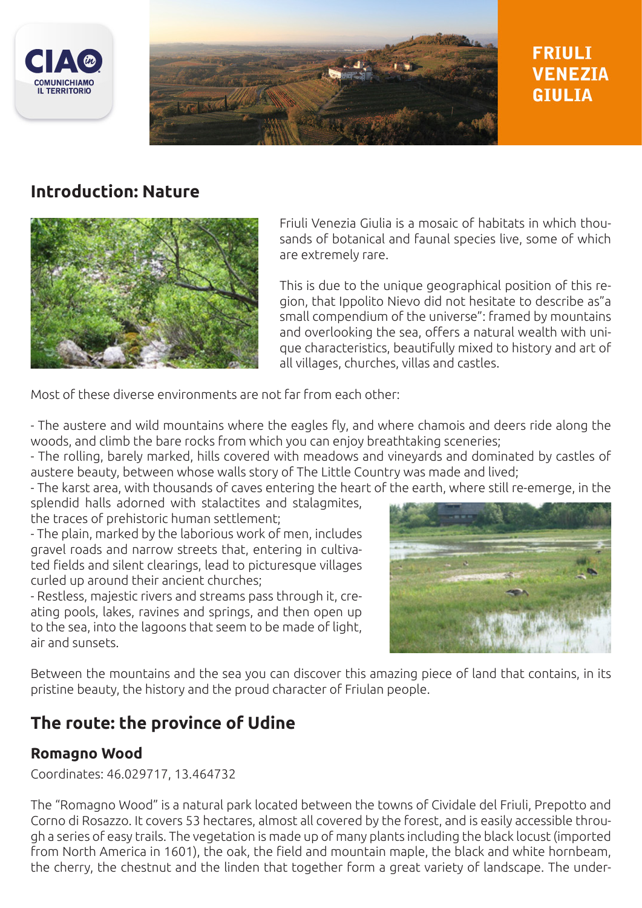CIAO COMUNICHIAMO IL TERRITORIO

# FRIULI VENEZIA GIULIA

## Introduction: Nature

Friuli Venezia Giulia is a mosaic of habitats in which thousands of botanical and faunal species live, some of which are extremely rare.

This is due to the unique geographical position of this region, that Ippolito Nievo did not hesitate to describe as"a small compendium of the universe": framed by mountains and overlooking the sea, offers a natural wealth with unique characteristics, beautifully mixed to history and art of all villages, churches, villas and castles.

Most of these diverse environments are not far from each other:

- The austere and wild mountains where the eagles fly, and where chamois and deers ride along the woods, and climb the bare rocks from which you can enjoy breathtaking sceneries;
- The rolling, barely marked, hills covered with meadows and vineyards and dominated by castles of austere beauty, between whose walls story of The Little Country was made and lived;
- The karst area, with thousands of caves entering the heart of the earth, where still re-emerge, in the splendid halls adorned with stalactites and stalagmites, the traces of prehistoric human settlement;
- The plain, marked by the laborious work of men, includes gravel roads and narrow streets that, entering in cultivated fields and silent clearings, lead to picturesque villages curled up around their ancient churches;
- Restless, majestic rivers and streams pass through it, creating pools, lakes, ravines and springs, and then open up to the sea, into the lagoons that seem to be made of light, air and sunsets.

Between the mountains and the sea you can discover this amazing piece of land that contains, in its pristine beauty, the history and the proud character of Friulan people.

## The route: the province of Udine

### Romagno Wood

Coordinates: 46.029717, 13.464732

The "Romagno Wood" is a natural park located between the towns of Cividale del Friuli, Prepotto and Corno di Rosazzo. It covers 53 hectares, almost all covered by the forest, and is easily accessible through a series of easy trails. The vegetation is made up of many plants including the black locust (imported from North America in 1601), the oak, the field and mountain maple, the black and white hornbeam, the cherry, the chestnut and the linden that together form a great variety of landscape. The under-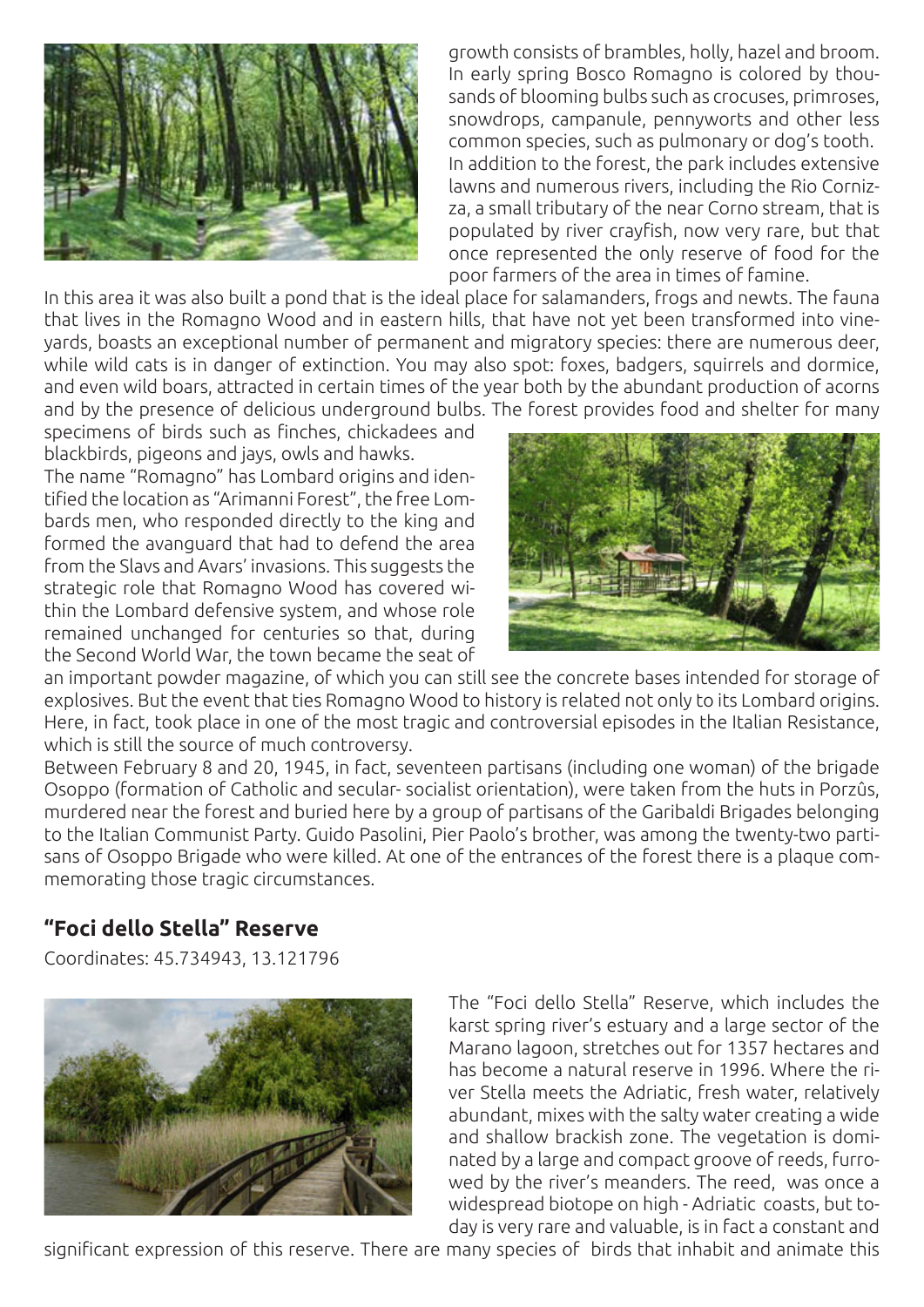growth consists of brambles, holly, hazel and broom. In early spring Bosco Romagno is colored by thousands of blooming bulbs such as crocuses, primroses, snowdrops, campanule, pennyworts and other less common species, such as pulmonary or dog's tooth. In addition to the forest, the park includes extensive lawns and numerous rivers, including the Rio Cornizza, a small tributary of the near Corno stream, that is populated by river crayfish, now very rare, but that once represented the only reserve of food for the poor farmers of the area in times of famine.

In this area it was also built a pond that is the ideal place for salamanders, frogs and newts. The fauna that lives in the Romagno Wood and in eastern hills, that have not yet been transformed into vineyards, boasts an exceptional number of permanent and migratory species: there are numerous deer, while wild cats is in danger of extinction. You may also spot: foxes, badgers, squirrels and dormice, and even wild boars, attracted in certain times of the year both by the abundant production of acorns and by the presence of delicious underground bulbs. The forest provides food and shelter for many specimens of birds such as finches, chickadees and blackbirds, pigeons and jays, owls and hawks.

The name "Romagno" has Lombard origins and identified the location as "Arimanni Forest", the free Lombards men, who responded directly to the king and formed the avanguard that had to defend the area from the Slavs and Avars' invasions. This suggests the strategic role that Romagno Wood has covered within the Lombard defensive system, and whose role remained unchanged for centuries so that, during the Second World War, the town became the seat of an important powder magazine, of which you can still see the concrete bases intended for storage of explosives. But the event that ties Romagno Wood to history is related not only to its Lombard origins. Here, in fact, took place in one of the most tragic and controversial episodes in the Italian Resistance, which is still the source of much controversy.

Between February 8 and 20, 1945, in fact, seventeen partisans (including one woman) of the brigade Osoppo (formation of Catholic and secular- socialist orientation), were taken from the huts in Porzûs, murdered near the forest and buried here by a group of partisans of the Garibaldi Brigades belonging to the Italian Communist Party. Guido Pasolini, Pier Paolo's brother, was among the twenty-two partisans of Osoppo Brigade who were killed. At one of the entrances of the forest there is a plaque commemorating those tragic circumstances.

## "Foci dello Stella" Reserve

Coordinates: 45.734943, 13.121796

The "Foci dello Stella" Reserve, which includes the karst spring river's estuary and a large sector of the Marano lagoon, stretches out for 1357 hectares and has become a natural reserve in 1996. Where the river Stella meets the Adriatic, fresh water, relatively abundant, mixes with the salty water creating a wide and shallow brackish zone. The vegetation is dominated by a large and compact groove of reeds, furrowed by the river's meanders. The reed, was once a widespread biotope on high - Adriatic coasts, but today is very rare and valuable, is in fact a constant and significant expression of this reserve. There are many species of birds that inhabit and animate this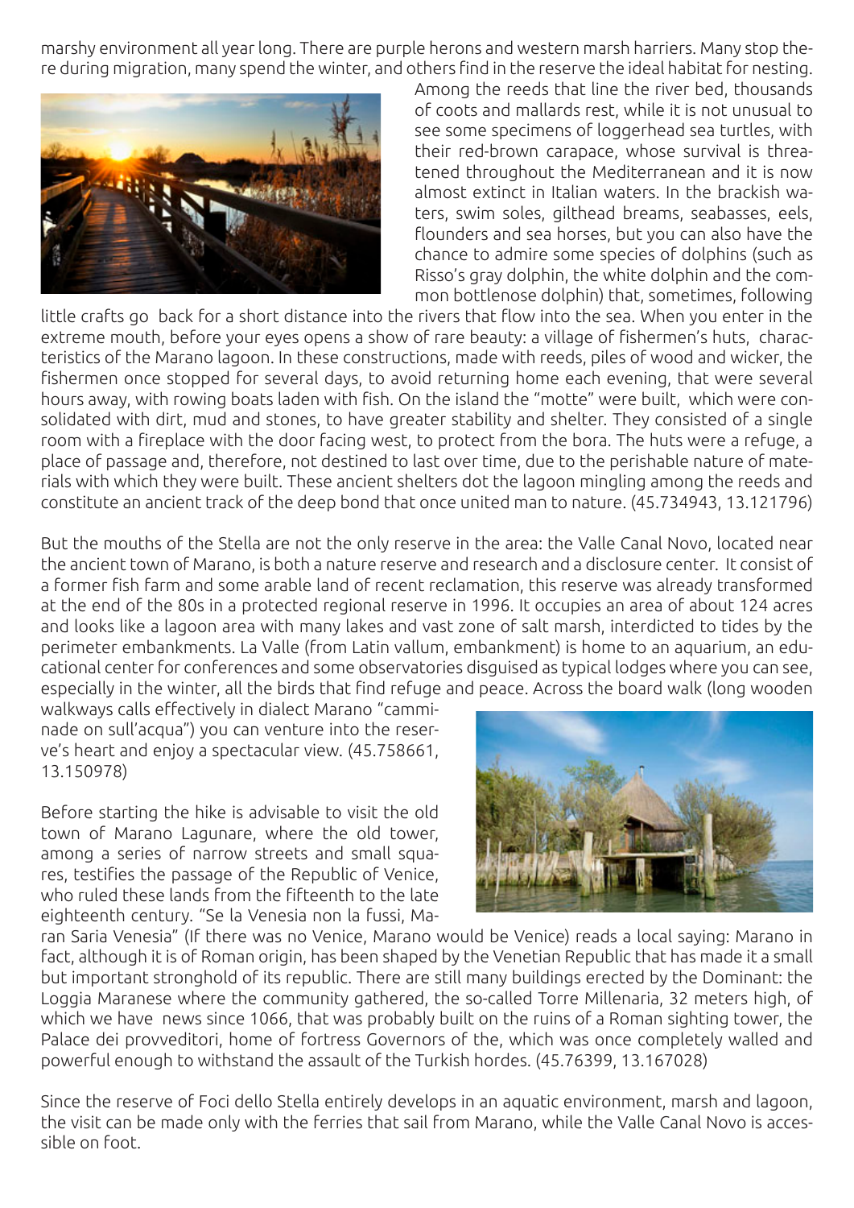marshy environment all year long. There are purple herons and western marsh harriers. Many stop there during migration, many spend the winter, and others find in the reserve the ideal habitat for nesting. Among the reeds that line the river bed, thousands of coots and mallards rest, while it is not unusual to see some specimens of loggerhead sea turtles, with their red-brown carapace, whose survival is threatened throughout the Mediterranean and it is now almost extinct in Italian waters. In the brackish waters, swim soles, gilthead breams, seabasses, eels, flounders and sea horses, but you can also have the chance to admire some species of dolphins (such as Risso's gray dolphin, the white dolphin and the common bottlenose dolphin) that, sometimes, following little crafts go back for a short distance into the rivers that flow into the sea. When you enter in the extreme mouth, before your eyes opens a show of rare beauty: a village of fishermen's huts, characteristics of the Marano lagoon. In these constructions, made with reeds, piles of wood and wicker, the fishermen once stopped for several days, to avoid returning home each evening, that were several hours away, with rowing boats laden with fish. On the island the "motte" were built, which were consolidated with dirt, mud and stones, to have greater stability and shelter. They consisted of a single room with a fireplace with the door facing west, to protect from the bora. The huts were a refuge, a place of passage and, therefore, not destined to last over time, due to the perishable nature of materials with which they were built. These ancient shelters dot the lagoon mingling among the reeds and constitute an ancient track of the deep bond that once united man to nature. (45.734943, 13.121796)

But the mouths of the Stella are not the only reserve in the area: the Valle Canal Novo, located near the ancient town of Marano, is both a nature reserve and research and a disclosure center. It consist of a former fish farm and some arable land of recent reclamation, this reserve was already transformed at the end of the 80s in a protected regional reserve in 1996. It occupies an area of about 124 acres and looks like a lagoon area with many lakes and vast zone of salt marsh, interdicted to tides by the perimeter embankments. La Valle (from Latin vallum, embankment) is home to an aquarium, an educational center for conferences and some observatories disguised as typical lodges where you can see, especially in the winter, all the birds that find refuge and peace. Across the board walk (long wooden walkways calls effectively in dialect Marano "amminade on sull'acqua") you can venture into the reserve's heart and enjoy a spectacular view. (45.758661, 13.150978)

Before starting the hike is advisable to visit the old town of Marano Lagunare, where the old tower, among a series of narrow streets and small squares, testifies the passage of the Republic of Venice, who ruled these lands from the fifteenth to the late eighteenth century. "Se la Venesia non la fussi, Maran Saria Venesia" (If there was no Venice, Marano would be Venice) reads a local saying: Marano in fact, although it is of Roman origin, has been shaped by the Venetian Republic that has made it a small but important stronghold of its republic. There are still many buildings erected by the Dominant: the Loggia Maranese where the community gathered, the so-called Torre Millenaria, 32 meters high, of which we have news since 1066, that was probably built on the ruins of a Roman sighting tower, the Palace dei provveditori, home of fortress Governors of the, which was once completely walled and powerful enough to withstand the assault of the Turkish hordes. (45.76399, 13.167028)

Since the reserve of Foci dello Stella entirely develops in an aquatic environment, marsh and lagoon, the visit can be made only with the ferries that sail from Marano, while the Valle Canal Novo is accessible on foot.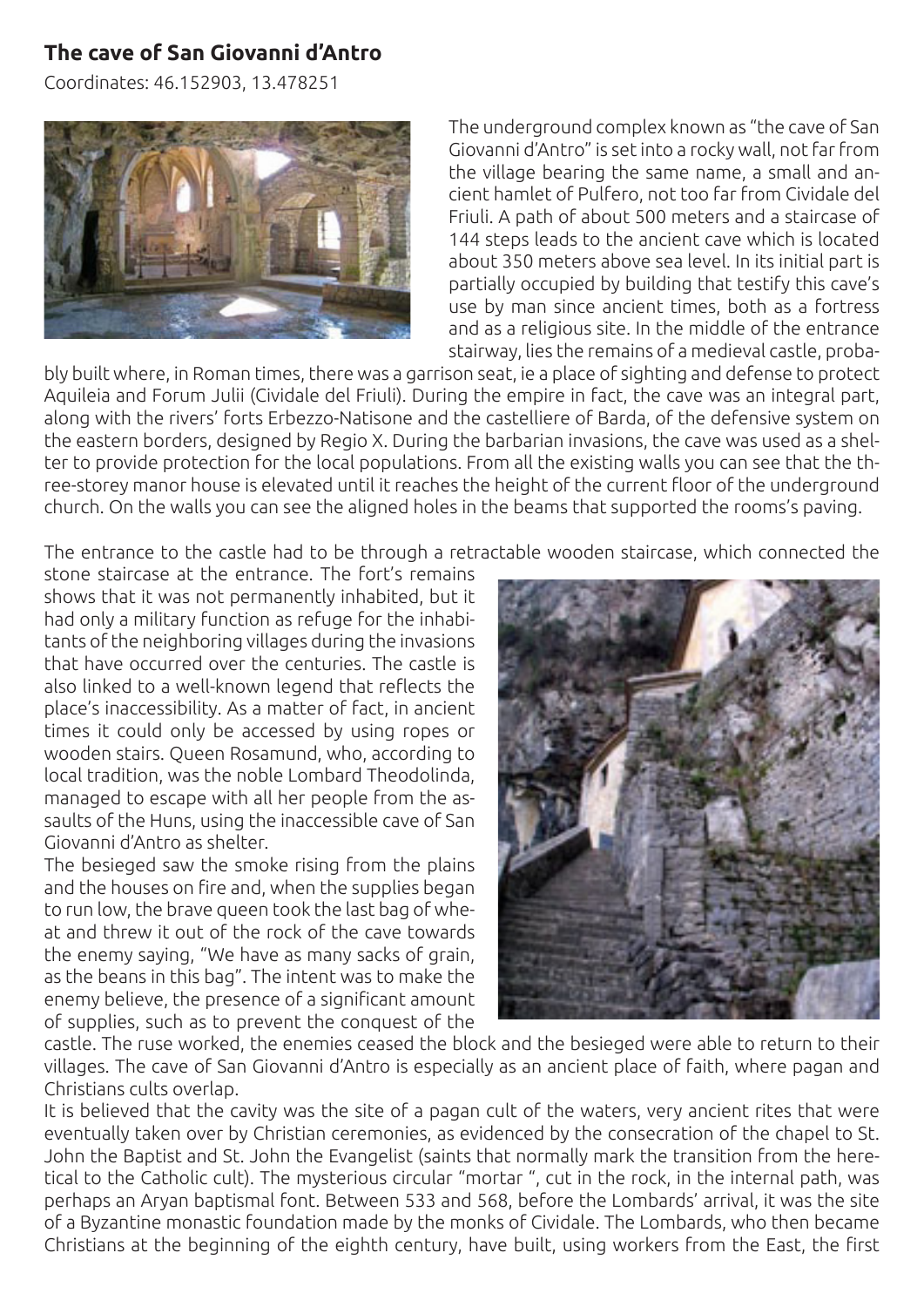## The cave of San Giovanni d'Antro

Coordinates: 46.152903, 13.478251

The underground complex known as "the cave of San Giovanni d'Antro" is set into a rocky wall, not far from the village bearing the same name, a small and ancient hamlet of Pulfero, not too far from Cividale del Friuli. A path of about 500 meters and a staircase of 144 steps leads to the ancient cave which is located about 350 meters above sea level. In its initial part is partially occupied by building that testify this cave's use by man since ancient times, both as a fortress and as a religious site. In the middle of the entrance stairway, lies the remains of a medieval castle, probably built where, in Roman times, there was a garrison seat, ie a place of sighting and defense to protect Aquileia and Forum Julii (Cividale del Friuli). During the empire in fact, the cave was an integral part, along with the rivers' forts Erbezzo-Natisone and the castelliere of Barda, of the defensive system on the eastern borders, designed by Regio X. During the barbarian invasions, the cave was used as a shelter to provide protection for the local populations. From all the existing walls you can see that the three-storey manor house is elevated until it reaches the height of the current floor of the underground church. On the walls you can see the aligned holes in the beams that supported the rooms's paving.

The entrance to the castle had to be through a retractable wooden staircase, which connected the stone staircase at the entrance. The fort's remains shows that it was not permanently inhabited, but it had only a military function as refuge for the inhabitants of the neighboring villages during the invasions that have occurred over the centuries. The castle is also linked to a well-known legend that reflects the place's inaccessibility. As a matter of fact, in ancient times it could only be accessed by using ropes or wooden stairs. Queen Rosamund, who, according to local tradition, was the noble Lombard Theodolinda, managed to escape with all her people from the assaults of the Huns, using the inaccessible cave of San Giovanni d'Antro as shelter.

The besieged saw the smoke rising from the plains and the houses on fire and, when the supplies began to run low, the brave queen took the last bag of wheat and threw it out of the rock of the cave towards the enemy saying, "We have as many sacks of grain, as the beans in this bag". The intent was to make the enemy believe, the presence of a significant amount of supplies, such as to prevent the conquest of the castle. The ruse worked, the enemies ceased the block and the besieged were able to return to their villages. The cave of San Giovanni d'Antro is especially as an ancient place of faith, where pagan and Christians cults overlap.

It is believed that the cavity was the site of a pagan cult of the waters, very ancient rites that were eventually taken over by Christian ceremonies, as evidenced by the consecration of the chapel to St. John the Baptist and St. John the Evangelist (saints that normally mark the transition from the heretical to the Catholic cult). The mysterious circular "mortar ", cut in the rock, in the internal path, was perhaps an Aryan baptismal font. Between 533 and 568, before the Lombards' arrival, it was the site of a Byzantine monastic foundation made by the monks of Cividale. The Lombards, who then became Christians at the beginning of the eighth century, have built, using workers from the East, the first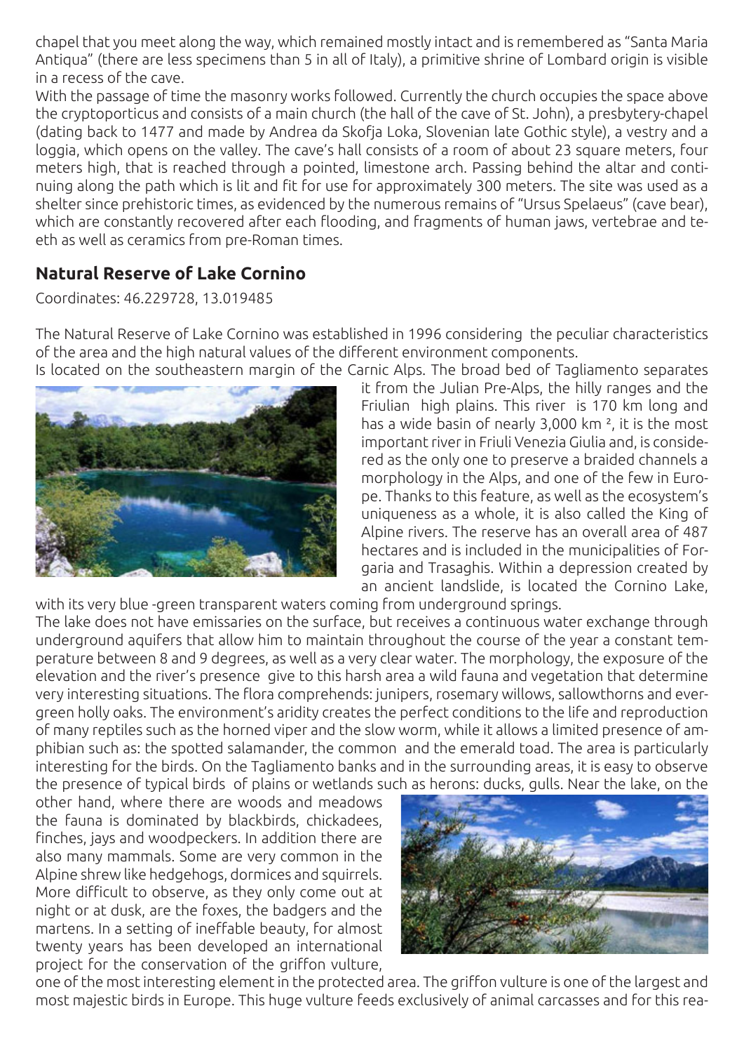chapel that you meet along the way, which remained mostly intact and is remembered as "Santa Maria Antiqua" (there are less specimens than 5 in all of Italy), a primitive shrine of Lombard origin is visible in a recess of the cave.

With the passage of time the masonry works followed. Currently the church occupies the space above the cryptoporticus and consists of a main church (the hall of the cave of St. John), a presbytery-chapel (dating back to 1477 and made by Andrea da Skofja Loka, Slovenian late Gothic style), a vestry and a loggia, which opens on the valley. The cave's hall consists of a room of about 23 square meters, four meters high, that is reached through a pointed, limestone arch. Passing behind the altar and continuing along the path which is lit and fit for use for approximately 300 meters. The site was used as a shelter since prehistoric times, as evidenced by the numerous remains of "Ursus Spelaeus" (cave bear), which are constantly recovered after each flooding, and fragments of human jaws, vertebrae and teeth as well as ceramics from pre-Roman times.

## Natural Reserve of Lake Cornino

Coordinates: 46.229728, 13.019485

The Natural Reserve of Lake Cornino was established in 1996 considering the peculiar characteristics of the area and the high natural values of the different environment components.

Is located on the southeastern margin of the Carnic Alps. The broad bed of Tagliamento separates it from the Julian Pre-Alps, the hilly ranges and the Friulian high plains. This river is 170 km long and has a wide basin of nearly 3,000 km ², it is the most important river in Friuli Venezia Giulia and, is considered as the only one to preserve a braided channels a morphology in the Alps, and one of the few in Europe. Thanks to this feature, as well as the ecosystem's uniqueness as a whole, it is also called the King of Alpine rivers. The reserve has an overall area of 487 hectares and is included in the municipalities of Forgaria and Trasaghis. Within a depression created by an ancient landslide, is located the Cornino Lake, with its very blue -green transparent waters coming from underground springs.

The lake does not have emissaries on the surface, but receives a continuous water exchange through underground aquifers that allow him to maintain throughout the course of the year a constant temperature between 8 and 9 degrees, as well as a very clear water. The morphology, the exposure of the elevation and the river's presence give to this harsh area a wild fauna and vegetation that determine very interesting situations. The flora comprehends: junipers, rosemary willows, sallowthorns and evergreen holly oaks. The environment's aridity creates the perfect conditions to the life and reproduction of many reptiles such as the horned viper and the slow worm, while it allows a limited presence of amphibian such as: the spotted salamander, the common and the emerald toad. The area is particularly interesting for the birds. On the Tagliamento banks and in the surrounding areas, it is easy to observe the presence of typical birds of plains or wetlands such as herons: ducks, gulls. Near the lake, on the other hand, where there are woods and meadows the fauna is dominated by blackbirds, chickadees, finches, jays and woodpeckers. In addition there are also many mammals. Some are very common in the Alpine shrew like hedgehogs, dormices and squirrels. More difficult to observe, as they only come out at night or at dusk, are the foxes, the badgers and the martens. In a setting of ineffable beauty, for almost twenty years has been developed an international project for the conservation of the griffon vulture, one of the most interesting element in the protected area. The griffon vulture is one of the largest and most majestic birds in Europe. This huge vulture feeds exclusively of animal carcasses and for this rea-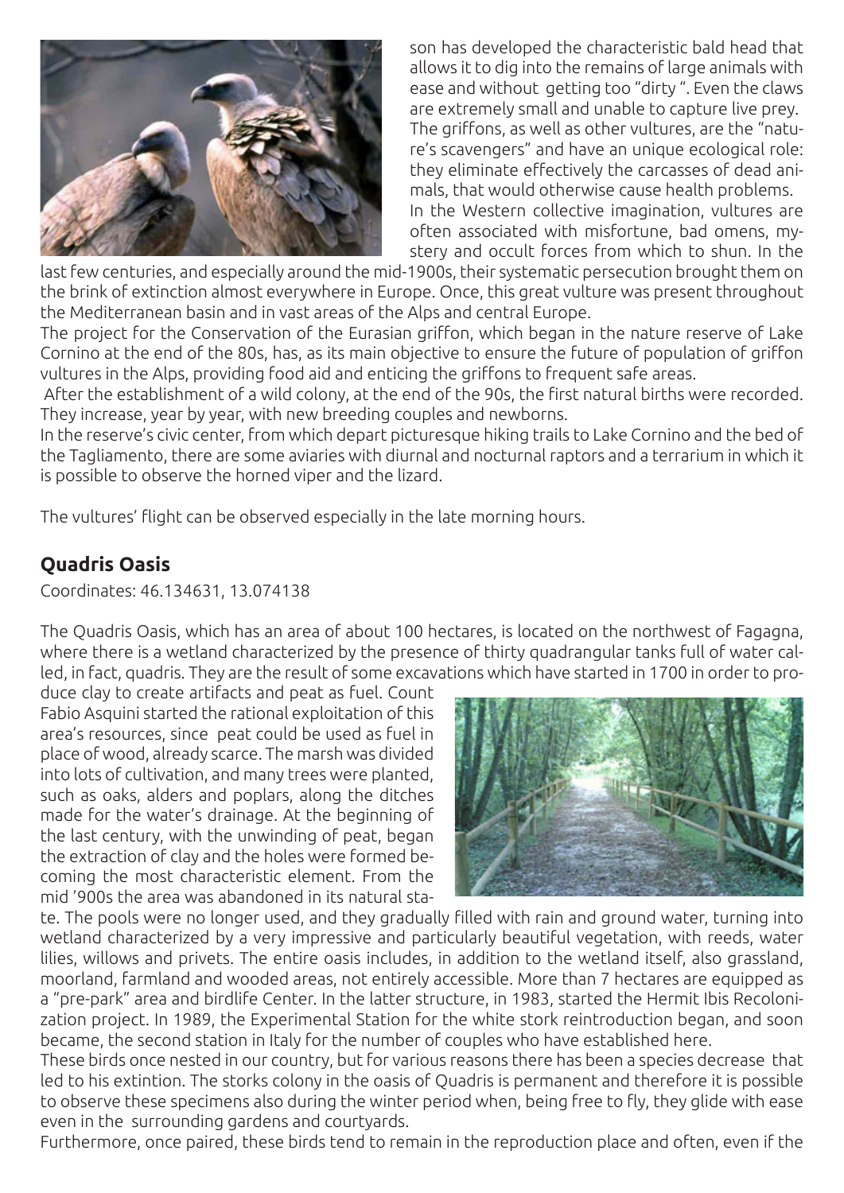son has developed the characteristic bald head that allows it to dig into the remains of large animals with ease and without getting too "dirty ". Even the claws are extremely small and unable to capture live prey. The griffons, as well as other vultures, are the "nature's scavengers" and have an unique ecological role: they eliminate effectively the carcasses of dead animals, that would otherwise cause health problems. In the Western collective imagination, vultures are often associated with misfortune, bad omens, mystery and occult forces from which to shun. In the last few centuries, and especially around the mid-1900s, their systematic persecution brought them on the brink of extinction almost everywhere in Europe. Once, this great vulture was present throughout the Mediterranean basin and in vast areas of the Alps and central Europe.

The project for the Conservation of the Eurasian griffon, which began in the nature reserve of Lake Cornino at the end of the 80s, has, as its main objective to ensure the future of population of griffon vultures in the Alps, providing food aid and enticing the griffons to frequent safe areas.

After the establishment of a wild colony, at the end of the 90s, the first natural births were recorded. They increase, year by year, with new breeding couples and newborns.

In the reserve's civic center, from which depart picturesque hiking trails to Lake Cornino and the bed of the Tagliamento, there are some aviaries with diurnal and nocturnal raptors and a terrarium in which it is possible to observe the horned viper and the lizard.

The vultures' flight can be observed especially in the late morning hours.

## Quadris Oasis

Coordinates: 46.134631, 13.074138

The Quadris Oasis, which has an area of about 100 hectares, is located on the northwest of Fagagna, where there is a wetland characterized by the presence of thirty quadrangular tanks full of water called, in fact, quadris. They are the result of some excavations which have started in 1700 in order to produce clay to create artifacts and peat as fuel. Count Fabio Asquini started the rational exploitation of this area's resources, since peat could be used as fuel in place of wood, already scarce. The marsh was divided into lots of cultivation, and many trees were planted, such as oaks, alders and poplars, along the ditches made for the water's drainage. At the beginning of the last century, with the unwinding of peat, began the extraction of clay and the holes were formed becoming the most characteristic element. From the mid '900s the area was abandoned in its natural state. The pools were no longer used, and they gradually filled with rain and ground water, turning into wetland characterized by a very impressive and particularly beautiful vegetation, with reeds, water lilies, willows and privets. The entire oasis includes, in addition to the wetland itself, also grassland, moorland, farmland and wooded areas, not entirely accessible. More than 7 hectares are equipped as a "pre-park" area and birdlife Center. In the latter structure, in 1983, started the Hermit Ibis Recolonization project. In 1989, the Experimental Station for the white stork reintroduction began, and soon became, the second station in Italy for the number of couples who have established here.

These birds once nested in our country, but for various reasons there has been a species decrease that led to his extintion. The storks colony in the oasis of Quadris is permanent and therefore it is possible to observe these specimens also during the winter period when, being free to fly, they glide with ease even in the surrounding gardens and courtyards.

Furthermore, once paired, these birds tend to remain in the reproduction place and often, even if the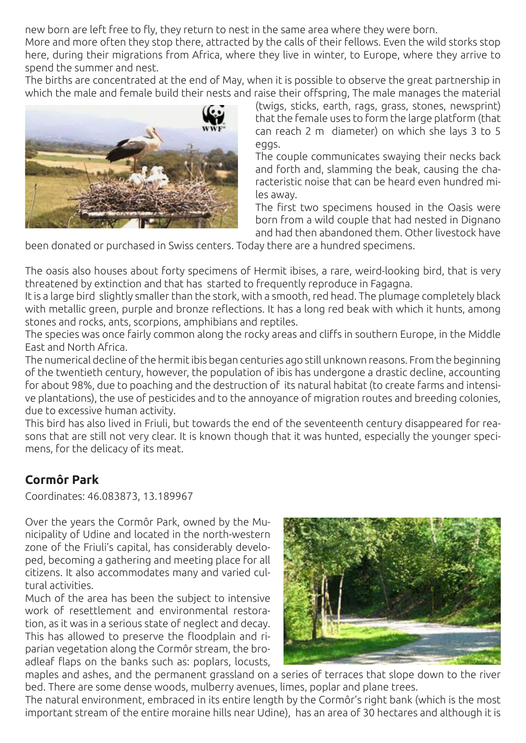new born are left free to fly, they return to nest in the same area where they were born.
More and more often they stop there, attracted by the calls of their fellows. Even the wild storks stop here, during their migrations from Africa, where they live in winter, to Europe, where they arrive to spend the summer and nest.
The births are concentrated at the end of May, when it is possible to observe the great partnership in which the male and female build their nests and raise their offspring, The male manages the material (twigs, sticks, earth, rags, grass, stones, newsprint) that the female uses to form the large platform (that can reach 2 m diameter) on which she lays 3 to 5 eggs.
The couple communicates swaying their necks back and forth and, slamming the beak, causing the characteristic noise that can be heard even hundred miles away.
The first two specimens housed in the Oasis were born from a wild couple that had nested in Dignano and had then abandoned them. Other livestock have been donated or purchased in Swiss centers. Today there are a hundred specimens.

The oasis also houses about forty specimens of Hermit ibises, a rare, weird-looking bird, that is very threatened by extinction and that has started to frequently reproduce in Fagagna.
It is a large bird slightly smaller than the stork, with a smooth, red head. The plumage completely black with metallic green, purple and bronze reflections. It has a long red beak with which it hunts, among stones and rocks, ants, scorpions, amphibians and reptiles.
The species was once fairly common along the rocky areas and cliffs in southern Europe, in the Middle East and North Africa.
The numerical decline of the hermit ibis began centuries ago still unknown reasons. From the beginning of the twentieth century, however, the population of ibis has undergone a drastic decline, accounting for about 98%, due to poaching and the destruction of its natural habitat (to create farms and intensive plantations), the use of pesticides and to the annoyance of migration routes and breeding colonies, due to excessive human activity.
This bird has also lived in Friuli, but towards the end of the seventeenth century disappeared for reasons that are still not very clear. It is known though that it was hunted, especially the younger specimens, for the delicacy of its meat.

## Cormôr Park

Coordinates: 46.083873, 13.189967

Over the years the Cormôr Park, owned by the Municipality of Udine and located in the north-western zone of the Friuli's capital, has considerably developed, becoming a gathering and meeting place for all citizens. It also accommodates many and varied cultural activities.
Much of the area has been the subject to intensive work of resettlement and environmental restoration, as it was in a serious state of neglect and decay. This has allowed to preserve the floodplain and riparian vegetation along the Cormôr stream, the broadleaf flaps on the banks such as: poplars, locusts, maples and ashes, and the permanent grassland on a series of terraces that slope down to the river bed. There are some dense woods, mulberry avenues, limes, poplar and plane trees.
The natural environment, embraced in its entire length by the Cormôr's right bank (which is the most important stream of the entire moraine hills near Udine), has an area of 30 hectares and although it is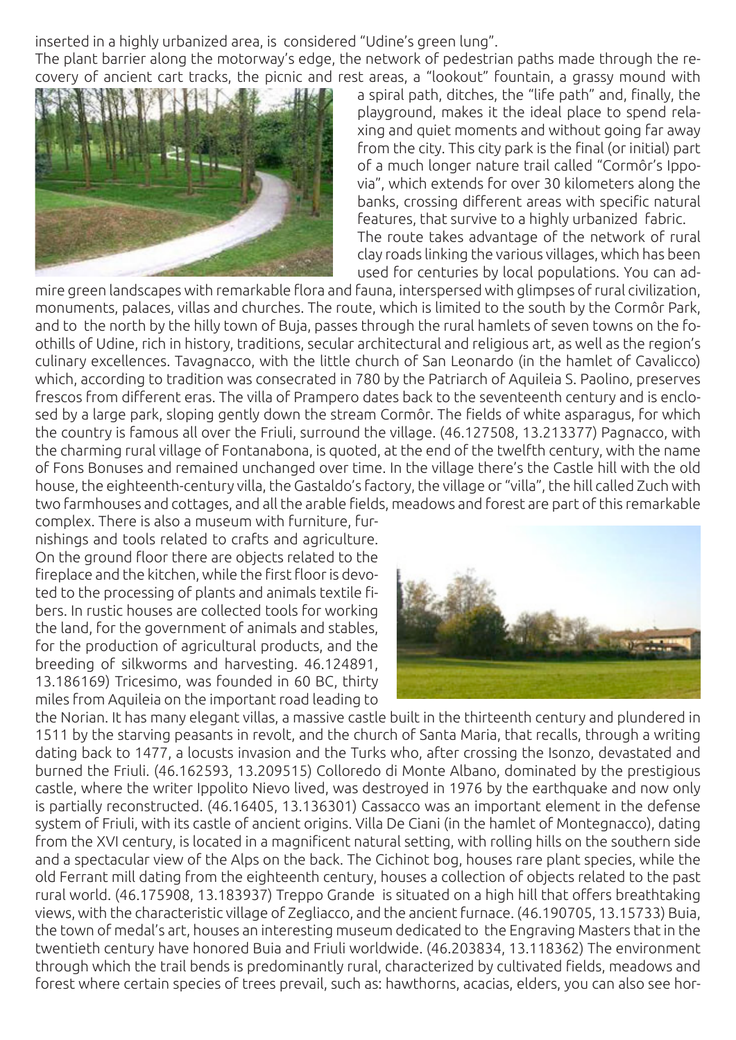inserted in a highly urbanized area, is considered "Udine's green lung".

The plant barrier along the motorway's edge, the network of pedestrian paths made through the recovery of ancient cart tracks, the picnic and rest areas, a "lookout" fountain, a grassy mound with a spiral path, ditches, the "life path" and, finally, the playground, makes it the ideal place to spend relaxing and quiet moments and without going far away from the city. This city park is the final (or initial) part of a much longer nature trail called "Cormôr's Ippovia", which extends for over 30 kilometers along the banks, crossing different areas with specific natural features, that survive to a highly urbanized fabric.

The route takes advantage of the network of rural clay roads linking the various villages, which has been used for centuries by local populations. You can admire green landscapes with remarkable flora and fauna, interspersed with glimpses of rural civilization, monuments, palaces, villas and churches. The route, which is limited to the south by the Cormôr Park, and to the north by the hilly town of Buja, passes through the rural hamlets of seven towns on the foothills of Udine, rich in history, traditions, secular architectural and religious art, as well as the region's culinary excellences. Tavagnacco, with the little church of San Leonardo (in the hamlet of Cavalicco) which, according to tradition was consecrated in 780 by the Patriarch of Aquileia S. Paolino, preserves frescos from different eras. The villa of Prampero dates back to the seventeenth century and is enclosed by a large park, sloping gently down the stream Cormôr. The fields of white asparagus, for which the country is famous all over the Friuli, surround the village. (46.127508, 13.213377) Pagnacco, with the charming rural village of Fontanabona, is quoted, at the end of the twelfth century, with the name of Fons Bonuses and remained unchanged over time. In the village there's the Castle hill with the old house, the eighteenth-century villa, the Gastaldo's factory, the village or "villa", the hill called Zuch with two farmhouses and cottages, and all the arable fields, meadows and forest are part of this remarkable complex. There is also a museum with furniture, furnishings and tools related to crafts and agriculture. On the ground floor there are objects related to the fireplace and the kitchen, while the first floor is devoted to the processing of plants and animals textile fibers. In rustic houses are collected tools for working the land, for the government of animals and stables, for the production of agricultural products, and the breeding of silkworms and harvesting. 46.124891, 13.186169) Tricesimo, was founded in 60 BC, thirty miles from Aquileia on the important road leading to the Norian. It has many elegant villas, a massive castle built in the thirteenth century and plundered in 1511 by the starving peasants in revolt, and the church of Santa Maria, that recalls, through a writing dating back to 1477, a locusts invasion and the Turks who, after crossing the Isonzo, devastated and burned the Friuli. (46.162593, 13.209515) Colloredo di Monte Albano, dominated by the prestigious castle, where the writer Ippolito Nievo lived, was destroyed in 1976 by the earthquake and now only is partially reconstructed. (46.16405, 13.136301) Cassacco was an important element in the defense system of Friuli, with its castle of ancient origins. Villa De Ciani (in the hamlet of Montegnacco), dating from the XVI century, is located in a magnificent natural setting, with rolling hills on the southern side and a spectacular view of the Alps on the back. The Cichinot bog, houses rare plant species, while the old Ferrant mill dating from the eighteenth century, houses a collection of objects related to the past rural world. (46.175908, 13.183937) Treppo Grande is situated on a high hill that offers breathtaking views, with the characteristic village of Zegliacco, and the ancient furnace. (46.190705, 13.15733) Buia, the town of medal's art, houses an interesting museum dedicated to the Engraving Masters that in the twentieth century have honored Buia and Friuli worldwide. (46.203834, 13.118362) The environment through which the trail bends is predominantly rural, characterized by cultivated fields, meadows and forest where certain species of trees prevail, such as: hawthorns, acacias, elders, you can also see hor-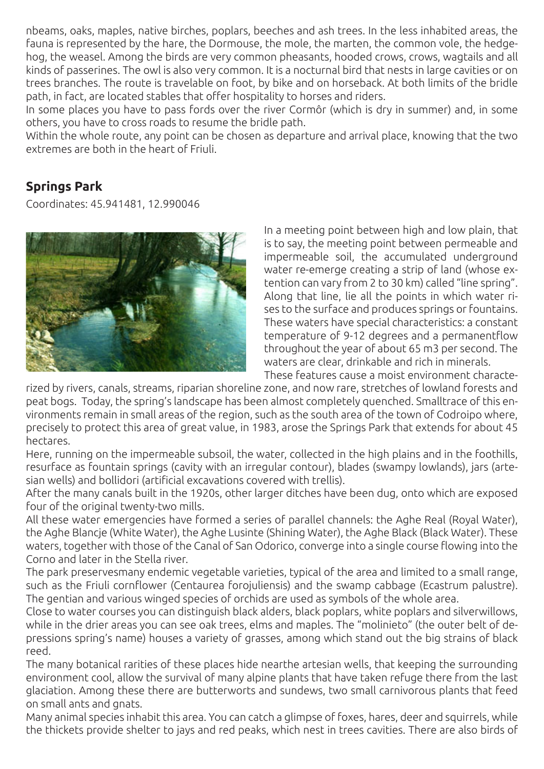nbeams, oaks, maples, native birches, poplars, beeches and ash trees. In the less inhabited areas, the fauna is represented by the hare, the Dormouse, the mole, the marten, the common vole, the hedgehog, the weasel. Among the birds are very common pheasants, hooded crows, crows, wagtails and all kinds of passerines. The owl is also very common. It is a nocturnal bird that nests in large cavities or on trees branches. The route is travelable on foot, by bike and on horseback. At both limits of the bridle path, in fact, are located stables that offer hospitality to horses and riders.

In some places you have to pass fords over the river Cormôr (which is dry in summer) and, in some others, you have to cross roads to resume the bridle path.

Within the whole route, any point can be chosen as departure and arrival place, knowing that the two extremes are both in the heart of Friuli.

## Springs Park

Coordinates: 45.941481, 12.990046

In a meeting point between high and low plain, that is to say, the meeting point between permeable and impermeable soil, the accumulated underground water re-emerge creating a strip of land (whose extention can vary from 2 to 30 km) called "line spring". Along that line, lie all the points in which water rises to the surface and produces springs or fountains. These waters have special characteristics: a constant temperature of 9-12 degrees and a permanentflow throughout the year of about 65 m3 per second. The waters are clear, drinkable and rich in minerals.

These features cause a moist environment characterized by rivers, canals, streams, riparian shoreline zone, and now rare, stretches of lowland forests and peat bogs. Today, the spring's landscape has been almost completely quenched. Smalltrace of this environments remain in small areas of the region, such as the south area of the town of Codroipo where, precisely to protect this area of great value, in 1983, arose the Springs Park that extends for about 45 hectares.

Here, running on the impermeable subsoil, the water, collected in the high plains and in the foothills, resurface as fountain springs (cavity with an irregular contour), blades (swampy lowlands), jars (artesian wells) and bollidori (artificial excavations covered with trellis).

After the many canals built in the 1920s, other larger ditches have been dug, onto which are exposed four of the original twenty-two mills.

All these water emergencies have formed a series of parallel channels: the Aghe Real (Royal Water), the Aghe Blancje (White Water), the Aghe Lusinte (Shining Water), the Aghe Black (Black Water). These waters, together with those of the Canal of San Odorico, converge into a single course flowing into the Corno and later in the Stella river.

The park preservesmany endemic vegetable varieties, typical of the area and limited to a small range, such as the Friuli cornflower (Centaurea forojuliensis) and the swamp cabbage (Ecastrum palustre). The gentian and various winged species of orchids are used as symbols of the whole area.

Close to water courses you can distinguish black alders, black poplars, white poplars and silverwillows, while in the drier areas you can see oak trees, elms and maples. The "molinieto" (the outer belt of depressions spring's name) houses a variety of grasses, among which stand out the big strains of black reed.

The many botanical rarities of these places hide nearthe artesian wells, that keeping the surrounding environment cool, allow the survival of many alpine plants that have taken refuge there from the last glaciation. Among these there are butterworts and sundews, two small carnivorous plants that feed on small ants and gnats.

Many animal species inhabit this area. You can catch a glimpse of foxes, hares, deer and squirrels, while the thickets provide shelter to jays and red peaks, which nest in trees cavities. There are also birds of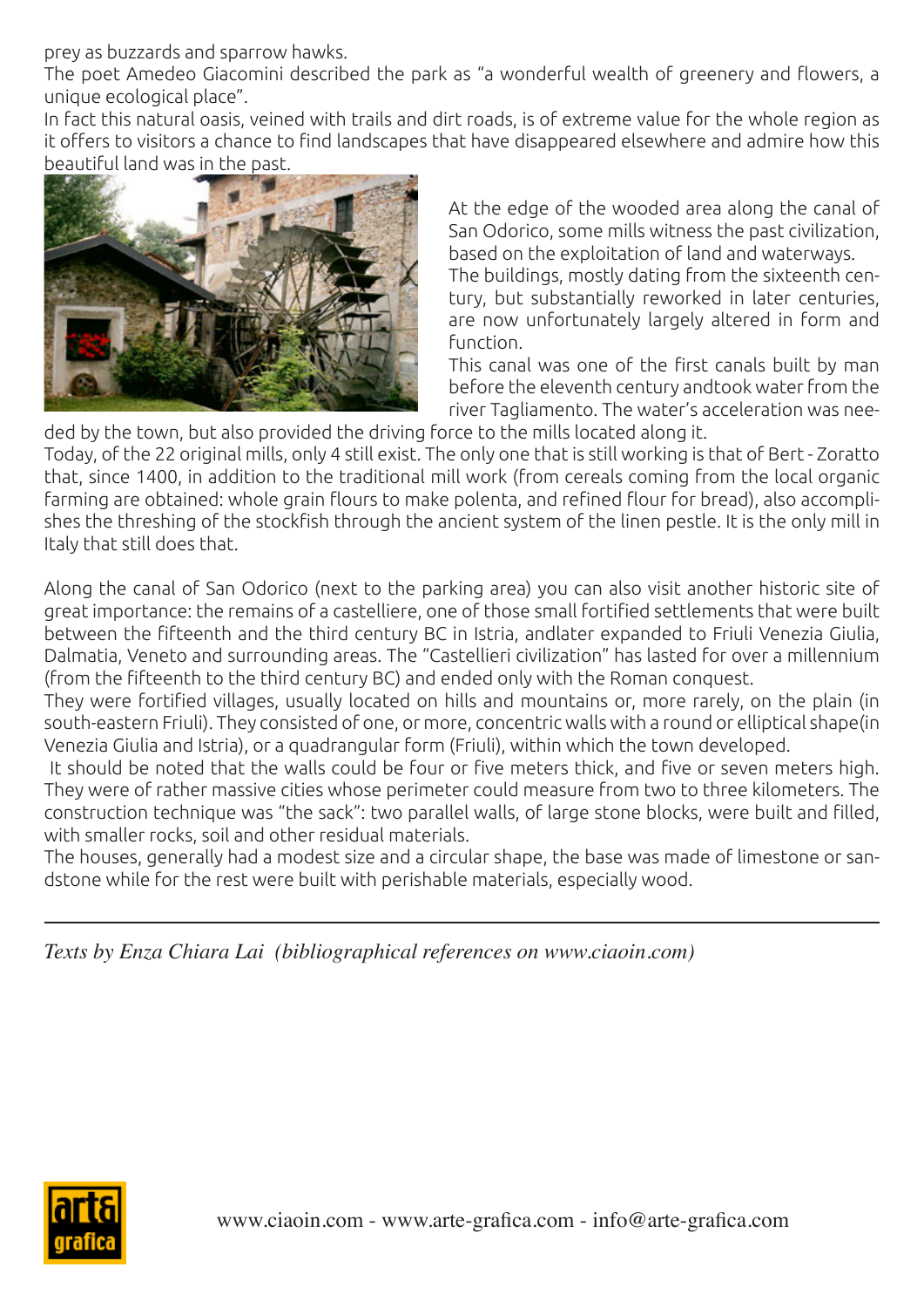prey as buzzards and sparrow hawks.

The poet Amedeo Giacomini described the park as "a wonderful wealth of greenery and flowers, a unique ecological place".

In fact this natural oasis, veined with trails and dirt roads, is of extreme value for the whole region as it offers to visitors a chance to find landscapes that have disappeared elsewhere and admire how this beautiful land was in the past.

At the edge of the wooded area along the canal of San Odorico, some mills witness the past civilization, based on the exploitation of land and waterways.

The buildings, mostly dating from the sixteenth century, but substantially reworked in later centuries, are now unfortunately largely altered in form and function.

This canal was one of the first canals built by man before the eleventh century andtook water from the river Tagliamento. The water's acceleration was needed by the town, but also provided the driving force to the mills located along it.

Today, of the 22 original mills, only 4 still exist. The only one that is still working is that of Bert - Zoratto that, since 1400, in addition to the traditional mill work (from cereals coming from the local organic farming are obtained: whole grain flours to make polenta, and refined flour for bread), also accomplishes the threshing of the stockfish through the ancient system of the linen pestle. It is the only mill in Italy that still does that.

Along the canal of San Odorico (next to the parking area) you can also visit another historic site of great importance: the remains of a castelliere, one of those small fortified settlements that were built between the fifteenth and the third century BC in Istria, andlater expanded to Friuli Venezia Giulia, Dalmatia, Veneto and surrounding areas. The "Castellieri civilization" has lasted for over a millennium (from the fifteenth to the third century BC) and ended only with the Roman conquest.

They were fortified villages, usually located on hills and mountains or, more rarely, on the plain (in south-eastern Friuli). They consisted of one, or more, concentric walls with a round or elliptical shape(in Venezia Giulia and Istria), or a quadrangular form (Friuli), within which the town developed.

It should be noted that the walls could be four or five meters thick, and five or seven meters high. They were of rather massive cities whose perimeter could measure from two to three kilometers. The construction technique was "the sack": two parallel walls, of large stone blocks, were built and filled, with smaller rocks, soil and other residual materials.

The houses, generally had a modest size and a circular shape, the base was made of limestone or sandstone while for the rest were built with perishable materials, especially wood.

---

*Texts by Enza Chiara Lai (bibliographical references on www.ciaoin.com)*

www.ciaoin.com - www.arte-grafica.com - info@arte-grafica.com